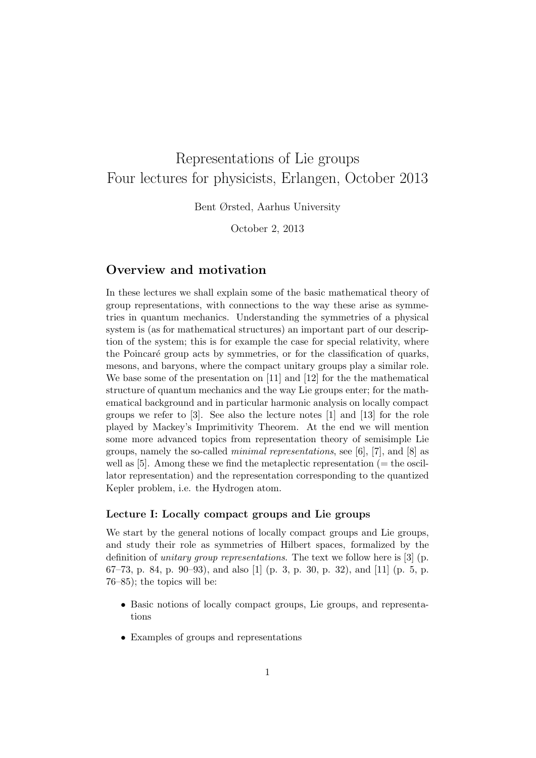# Representations of Lie groups
# Four lectures for physicists, Erlangen, October 2013

Bent Ørsted, Aarhus University

October 2, 2013

## Overview and motivation

In these lectures we shall explain some of the basic mathematical theory of group representations, with connections to the way these arise as symmetries in quantum mechanics. Understanding the symmetries of a physical system is (as for mathematical structures) an important part of our description of the system; this is for example the case for special relativity, where the Poincaré group acts by symmetries, or for the classification of quarks, mesons, and baryons, where the compact unitary groups play a similar role. We base some of the presentation on [11] and [12] for the the mathematical structure of quantum mechanics and the way Lie groups enter; for the mathematical background and in particular harmonic analysis on locally compact groups we refer to [3]. See also the lecture notes [1] and [13] for the role played by Mackey's Imprimitivity Theorem. At the end we will mention some more advanced topics from representation theory of semisimple Lie groups, namely the so-called *minimal representations*, see [6], [7], and [8] as well as [5]. Among these we find the metaplectic representation (= the oscillator representation) and the representation corresponding to the quantized Kepler problem, i.e. the Hydrogen atom.

### Lecture I: Locally compact groups and Lie groups

We start by the general notions of locally compact groups and Lie groups, and study their role as symmetries of Hilbert spaces, formalized by the definition of *unitary group representations*. The text we follow here is [3] (p. 67–73, p. 84, p. 90–93), and also [1] (p. 3, p. 30, p. 32), and [11] (p. 5, p. 76–85); the topics will be:

- Basic notions of locally compact groups, Lie groups, and representations
- Examples of groups and representations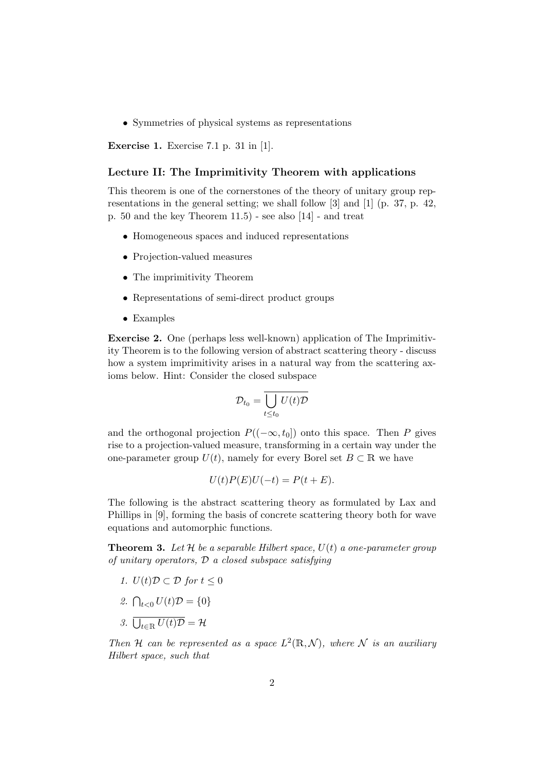- Symmetries of physical systems as representations

**Exercise 1.** Exercise 7.1 p. 31 in [1].

### Lecture II: The Imprimitivity Theorem with applications

This theorem is one of the cornerstones of the theory of unitary group representations in the general setting; we shall follow [3] and [1] (p. 37, p. 42, p. 50 and the key Theorem 11.5) - see also [14] - and treat

- Homogeneous spaces and induced representations
- Projection-valued measures
- The imprimitivity Theorem
- Representations of semi-direct product groups
- Examples

**Exercise 2.** One (perhaps less well-known) application of The Imprimitivity Theorem is to the following version of abstract scattering theory - discuss how a system imprimitivity arises in a natural way from the scattering axioms below. Hint: Consider the closed subspace

$$\mathcal{D}_{t_0} = \overline{\bigcup_{t \leq t_0} U(t)\mathcal{D}}$$

and the orthogonal projection $P((-\infty, t_0])$ onto this space. Then $P$ gives rise to a projection-valued measure, transforming in a certain way under the one-parameter group $U(t)$, namely for every Borel set $B \subset \mathbb{R}$ we have

$$U(t)P(E)U(-t) = P(t + E).$$

The following is the abstract scattering theory as formulated by Lax and Phillips in [9], forming the basis of concrete scattering theory both for wave equations and automorphic functions.

**Theorem 3.** *Let $\mathcal{H}$ be a separable Hilbert space, $U(t)$ a one-parameter group of unitary operators, $\mathcal{D}$ a closed subspace satisfying*

1. $U(t)\mathcal{D} \subset \mathcal{D}$ *for* $t \leq 0$
2. $\bigcap_{t<0} U(t)\mathcal{D} = \{0\}$
3. $\overline{\bigcup_{t \in \mathbb{R}} U(t)\mathcal{D}} = \mathcal{H}$

*Then $\mathcal{H}$ can be represented as a space $L^2(\mathbb{R}, \mathcal{N})$, where $\mathcal{N}$ is an auxiliary Hilbert space, such that*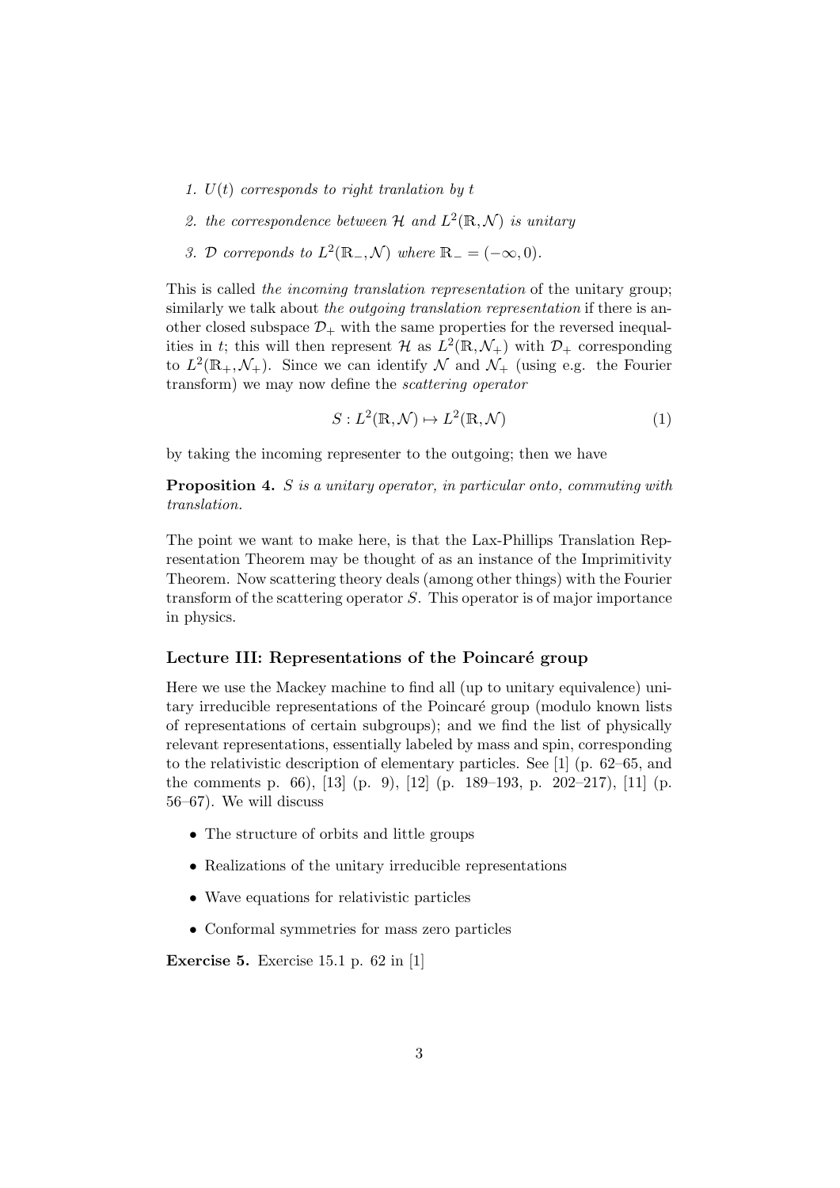1. *$U(t)$ corresponds to right tranlation by $t$*
2. *the correspondence between $\mathcal{H}$ and $L^2(\mathbb{R}, \mathcal{N})$ is unitary*
3. *$\mathcal{D}$ correponds to $L^2(\mathbb{R}_-, \mathcal{N})$ where $\mathbb{R}_- = (-\infty, 0)$.*

This is called *the incoming translation representation* of the unitary group; similarly we talk about *the outgoing translation representation* if there is another closed subspace $\mathcal{D}_+$ with the same properties for the reversed inequalities in $t$; this will then represent $\mathcal{H}$ as $L^2(\mathbb{R}, \mathcal{N}_+)$ with $\mathcal{D}_+$ corresponding to $L^2(\mathbb{R}_+, \mathcal{N}_+)$. Since we can identify $\mathcal{N}$ and $\mathcal{N}_+$ (using e.g. the Fourier transform) we may now define the *scattering operator*

$$S : L^2(\mathbb{R}, \mathcal{N}) \mapsto L^2(\mathbb{R}, \mathcal{N}) \tag{1}$$

by taking the incoming representer to the outgoing; then we have

**Proposition 4.** *$S$ is a unitary operator, in particular onto, commuting with translation.*

The point we want to make here, is that the Lax-Phillips Translation Representation Theorem may be thought of as an instance of the Imprimitivity Theorem. Now scattering theory deals (among other things) with the Fourier transform of the scattering operator $S$. This operator is of major importance in physics.

### Lecture III: Representations of the Poincaré group

Here we use the Mackey machine to find all (up to unitary equivalence) unitary irreducible representations of the Poincaré group (modulo known lists of representations of certain subgroups); and we find the list of physically relevant representations, essentially labeled by mass and spin, corresponding to the relativistic description of elementary particles. See [1] (p. 62–65, and the comments p. 66), [13] (p. 9), [12] (p. 189–193, p. 202–217), [11] (p. 56–67). We will discuss

- The structure of orbits and little groups
- Realizations of the unitary irreducible representations
- Wave equations for relativistic particles
- Conformal symmetries for mass zero particles

**Exercise 5.** Exercise 15.1 p. 62 in [1]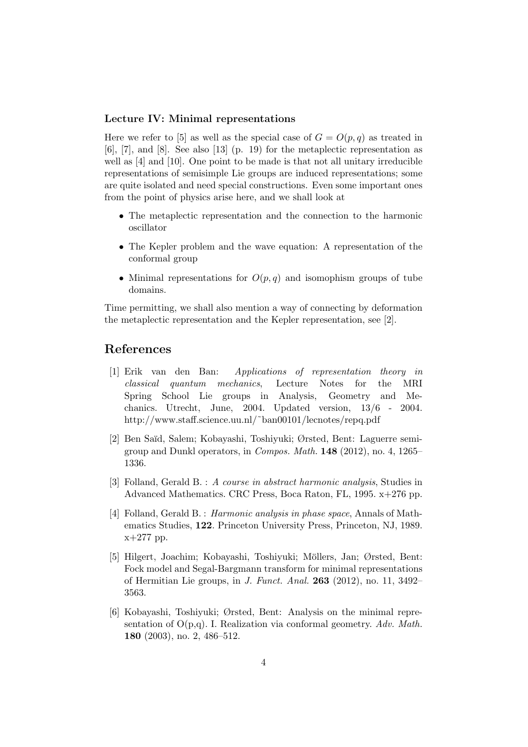**Lecture IV: Minimal representations**

Here we refer to [5] as well as the special case of $G = O(p, q)$ as treated in [6], [7], and [8]. See also [13] (p. 19) for the metaplectic representation as well as [4] and [10]. One point to be made is that not all unitary irreducible representations of semisimple Lie groups are induced representations; some are quite isolated and need special constructions. Even some important ones from the point of physics arise here, and we shall look at

- The metaplectic representation and the connection to the harmonic oscillator
- The Kepler problem and the wave equation: A representation of the conformal group
- Minimal representations for $O(p, q)$ and isomophism groups of tube domains.

Time permitting, we shall also mention a way of connecting by deformation the metaplectic representation and the Kepler representation, see [2].

## References

[1] Erik van den Ban: *Applications of representation theory in classical quantum mechanics*, Lecture Notes for the MRI Spring School Lie groups in Analysis, Geometry and Mechanics. Utrecht, June, 2004. Updated version, 13/6 - 2004. http://www.staff.science.uu.nl/~ban00101/lecnotes/repq.pdf

[2] Ben Saïd, Salem; Kobayashi, Toshiyuki; Ørsted, Bent: Laguerre semigroup and Dunkl operators, in *Compos. Math.* **148** (2012), no. 4, 1265–1336.

[3] Folland, Gerald B. : *A course in abstract harmonic analysis*, Studies in Advanced Mathematics. CRC Press, Boca Raton, FL, 1995. x+276 pp.

[4] Folland, Gerald B. : *Harmonic analysis in phase space*, Annals of Mathematics Studies, **122**. Princeton University Press, Princeton, NJ, 1989. x+277 pp.

[5] Hilgert, Joachim; Kobayashi, Toshiyuki; Möllers, Jan; Ørsted, Bent: Fock model and Segal-Bargmann transform for minimal representations of Hermitian Lie groups, in *J. Funct. Anal.* **263** (2012), no. 11, 3492–3563.

[6] Kobayashi, Toshiyuki; Ørsted, Bent: Analysis on the minimal representation of O(p,q). I. Realization via conformal geometry. *Adv. Math.* **180** (2003), no. 2, 486–512.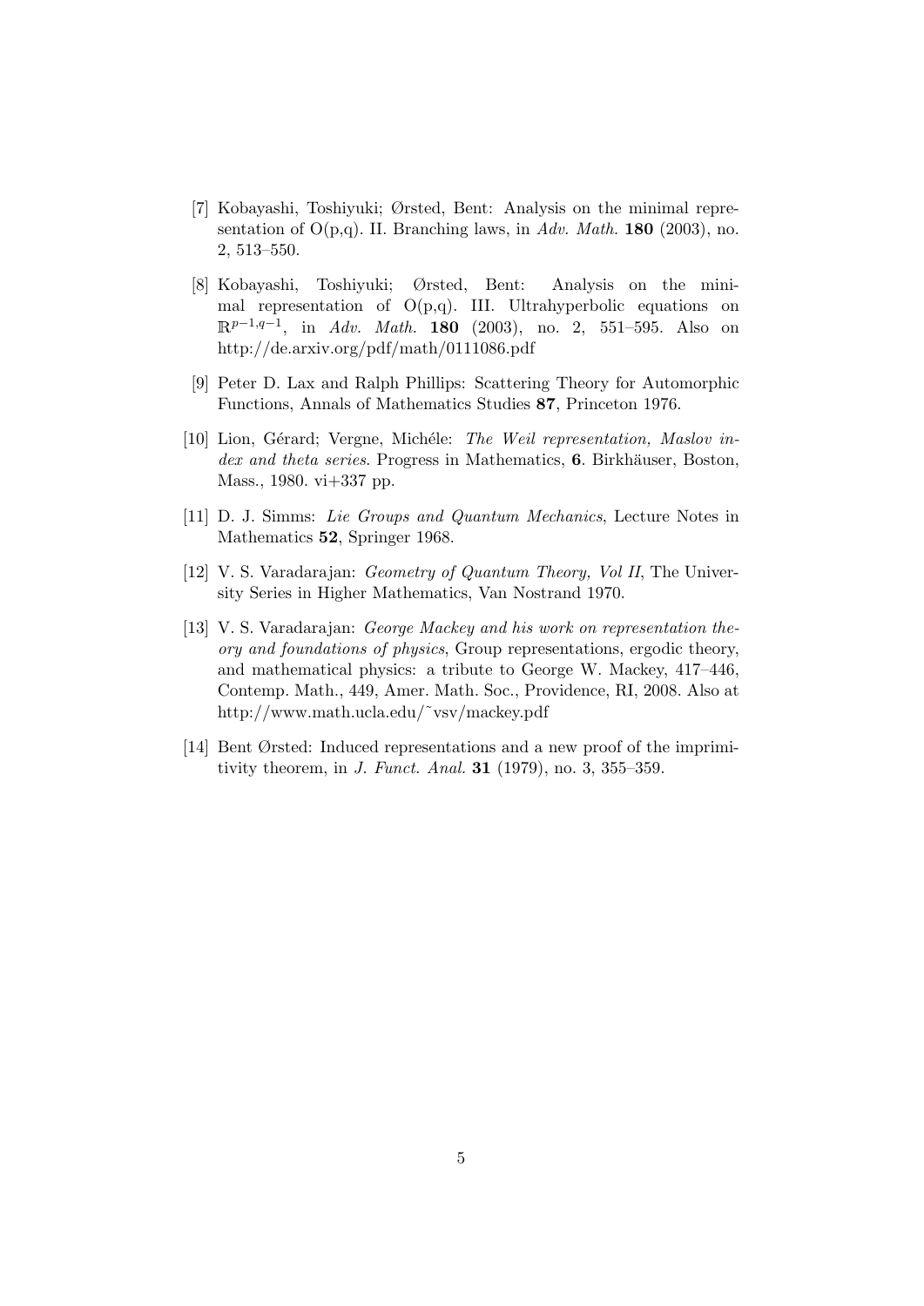[7] Kobayashi, Toshiyuki; Ørsted, Bent: Analysis on the minimal representation of O(p,q). II. Branching laws, in *Adv. Math.* **180** (2003), no. 2, 513–550.

[8] Kobayashi, Toshiyuki; Ørsted, Bent: Analysis on the minimal representation of O(p,q). III. Ultrahyperbolic equations on $\mathbb{R}^{p-1,q-1}$, in *Adv. Math.* **180** (2003), no. 2, 551–595. Also on http://de.arxiv.org/pdf/math/0111086.pdf

[9] Peter D. Lax and Ralph Phillips: Scattering Theory for Automorphic Functions, Annals of Mathematics Studies **87**, Princeton 1976.

[10] Lion, Gérard; Vergne, Michéle: *The Weil representation, Maslov index and theta series.* Progress in Mathematics, **6**. Birkhäuser, Boston, Mass., 1980. vi+337 pp.

[11] D. J. Simms: *Lie Groups and Quantum Mechanics*, Lecture Notes in Mathematics **52**, Springer 1968.

[12] V. S. Varadarajan: *Geometry of Quantum Theory, Vol II*, The University Series in Higher Mathematics, Van Nostrand 1970.

[13] V. S. Varadarajan: *George Mackey and his work on representation theory and foundations of physics*, Group representations, ergodic theory, and mathematical physics: a tribute to George W. Mackey, 417–446, Contemp. Math., 449, Amer. Math. Soc., Providence, RI, 2008. Also at http://www.math.ucla.edu/˜vsv/mackey.pdf

[14] Bent Ørsted: Induced representations and a new proof of the imprimitivity theorem, in *J. Funct. Anal.* **31** (1979), no. 3, 355–359.